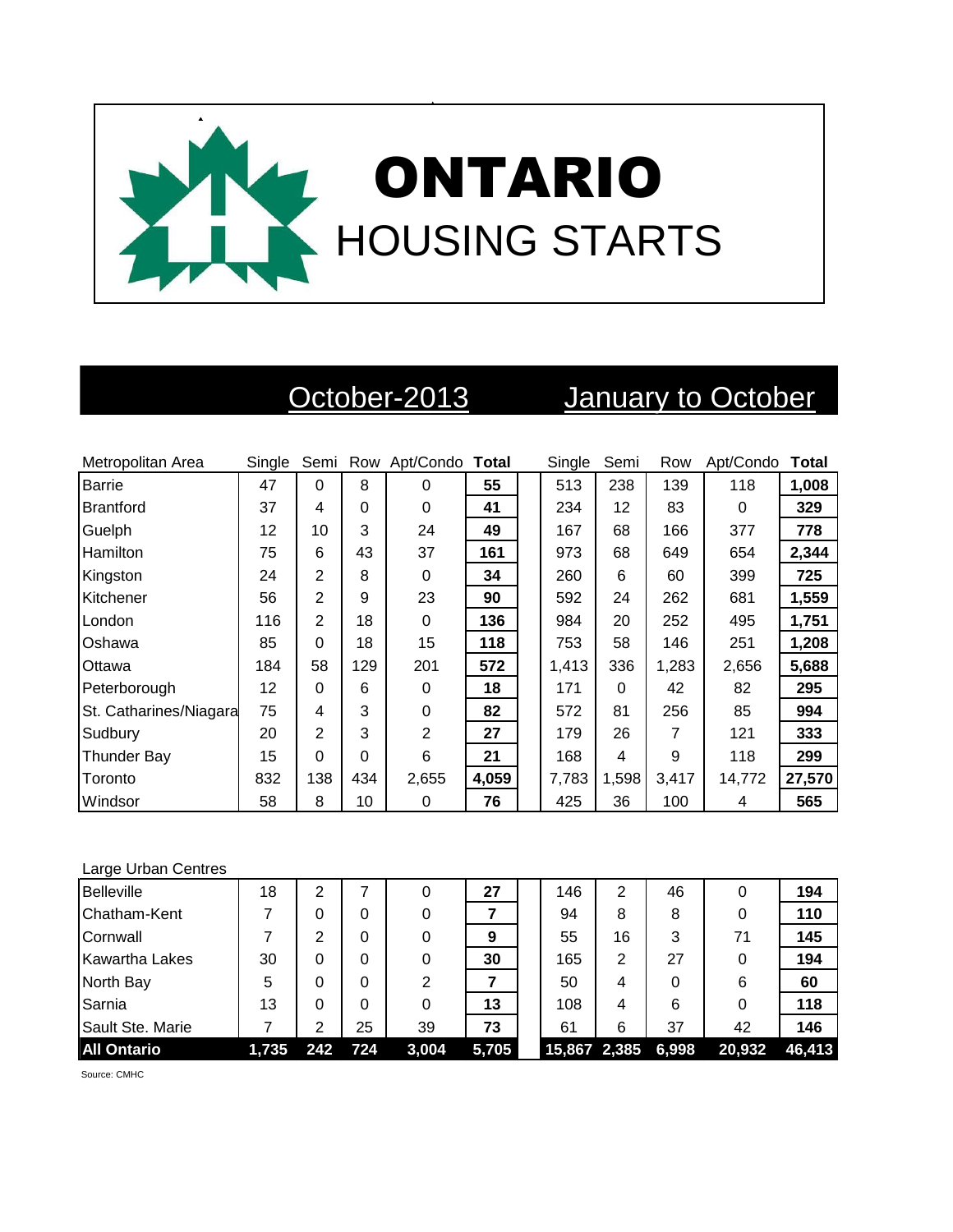# ONTARIO HOUSING STARTS

| | October-2013 | | | | | January to October | | | | |
|---|---|---|---|---|---|---|---|---|---|---|
| Metropolitan Area | Single | Semi | Row | Apt/Condo | **Total** | Single | Semi | Row | Apt/Condo | **Total** |
| Barrie | 47 | 0 | 8 | 0 | **55** | 513 | 238 | 139 | 118 | **1,008** |
| Brantford | 37 | 4 | 0 | 0 | **41** | 234 | 12 | 83 | 0 | **329** |
| Guelph | 12 | 10 | 3 | 24 | **49** | 167 | 68 | 166 | 377 | **778** |
| Hamilton | 75 | 6 | 43 | 37 | **161** | 973 | 68 | 649 | 654 | **2,344** |
| Kingston | 24 | 2 | 8 | 0 | **34** | 260 | 6 | 60 | 399 | **725** |
| Kitchener | 56 | 2 | 9 | 23 | **90** | 592 | 24 | 262 | 681 | **1,559** |
| London | 116 | 2 | 18 | 0 | **136** | 984 | 20 | 252 | 495 | **1,751** |
| Oshawa | 85 | 0 | 18 | 15 | **118** | 753 | 58 | 146 | 251 | **1,208** |
| Ottawa | 184 | 58 | 129 | 201 | **572** | 1,413 | 336 | 1,283 | 2,656 | **5,688** |
| Peterborough | 12 | 0 | 6 | 0 | **18** | 171 | 0 | 42 | 82 | **295** |
| St. Catharines/Niagara | 75 | 4 | 3 | 0 | **82** | 572 | 81 | 256 | 85 | **994** |
| Sudbury | 20 | 2 | 3 | 2 | **27** | 179 | 26 | 7 | 121 | **333** |
| Thunder Bay | 15 | 0 | 0 | 6 | **21** | 168 | 4 | 9 | 118 | **299** |
| Toronto | 832 | 138 | 434 | 2,655 | **4,059** | 7,783 | 1,598 | 3,417 | 14,772 | **27,570** |
| Windsor | 58 | 8 | 10 | 0 | **76** | 425 | 36 | 100 | 4 | **565** |

Large Urban Centres

| | | | | | | | | | | |
|---|---|---|---|---|---|---|---|---|---|---|
| Belleville | 18 | 2 | 7 | 0 | **27** | 146 | 2 | 46 | 0 | **194** |
| Chatham-Kent | 7 | 0 | 0 | 0 | **7** | 94 | 8 | 8 | 0 | **110** |
| Cornwall | 7 | 2 | 0 | 0 | **9** | 55 | 16 | 3 | 71 | **145** |
| Kawartha Lakes | 30 | 0 | 0 | 0 | **30** | 165 | 2 | 27 | 0 | **194** |
| North Bay | 5 | 0 | 0 | 2 | **7** | 50 | 4 | 0 | 6 | **60** |
| Sarnia | 13 | 0 | 0 | 0 | **13** | 108 | 4 | 6 | 0 | **118** |
| Sault Ste. Marie | 7 | 2 | 25 | 39 | **73** | 61 | 6 | 37 | 42 | **146** |
| **All Ontario** | **1,735** | **242** | **724** | **3,004** | **5,705** | **15,867** | **2,385** | **6,998** | **20,932** | **46,413** |

Source: CMHC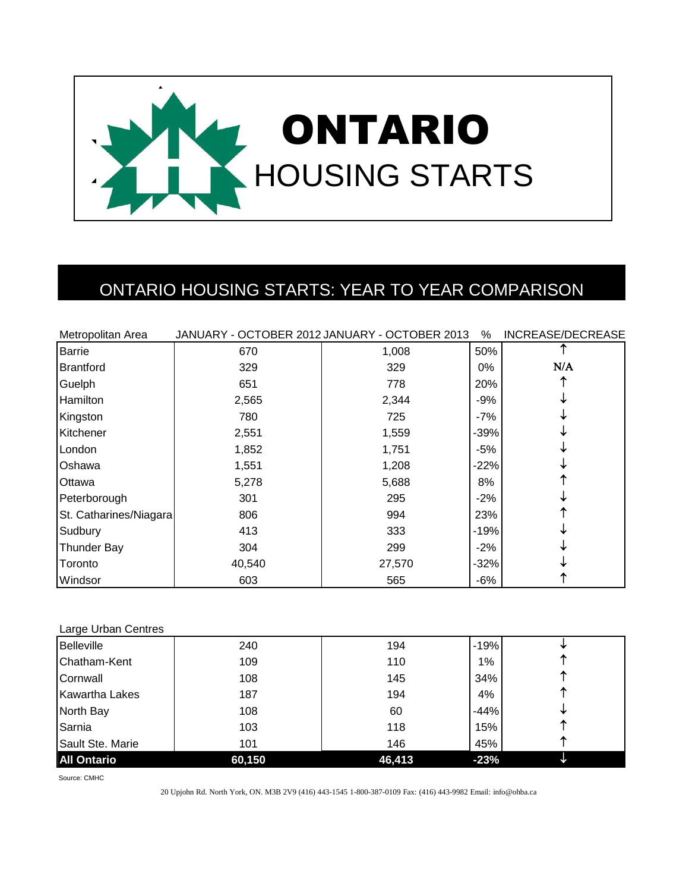# ONTARIO
## HOUSING STARTS

## ONTARIO HOUSING STARTS: YEAR TO YEAR COMPARISON

| Metropolitan Area | JANUARY - OCTOBER 2012 | JANUARY - OCTOBER 2013 | % | INCREASE/DECREASE |
|---|---|---|---|---|
| Barrie | 670 | 1,008 | 50% | ↑ |
| Brantford | 329 | 329 | 0% | N/A |
| Guelph | 651 | 778 | 20% | ↑ |
| Hamilton | 2,565 | 2,344 | -9% | ↓ |
| Kingston | 780 | 725 | -7% | ↓ |
| Kitchener | 2,551 | 1,559 | -39% | ↓ |
| London | 1,852 | 1,751 | -5% | ↓ |
| Oshawa | 1,551 | 1,208 | -22% | ↓ |
| Ottawa | 5,278 | 5,688 | 8% | ↑ |
| Peterborough | 301 | 295 | -2% | ↓ |
| St. Catharines/Niagara | 806 | 994 | 23% | ↑ |
| Sudbury | 413 | 333 | -19% | ↓ |
| Thunder Bay | 304 | 299 | -2% | ↓ |
| Toronto | 40,540 | 27,570 | -32% | ↓ |
| Windsor | 603 | 565 | -6% | ↑ |
| **Large Urban Centres** | | | | |
| Belleville | 240 | 194 | -19% | ↓ |
| Chatham-Kent | 109 | 110 | 1% | ↑ |
| Cornwall | 108 | 145 | 34% | ↑ |
| Kawartha Lakes | 187 | 194 | 4% | ↑ |
| North Bay | 108 | 60 | -44% | ↓ |
| Sarnia | 103 | 118 | 15% | ↑ |
| Sault Ste. Marie | 101 | 146 | 45% | ↑ |
| **All Ontario** | **60,150** | **46,413** | **-23%** | **↓** |

Source: CMHC

20 Upjohn Rd. North York, ON. M3B 2V9 (416) 443-1545 1-800-387-0109 Fax: (416) 443-9982 Email: info@ohba.ca